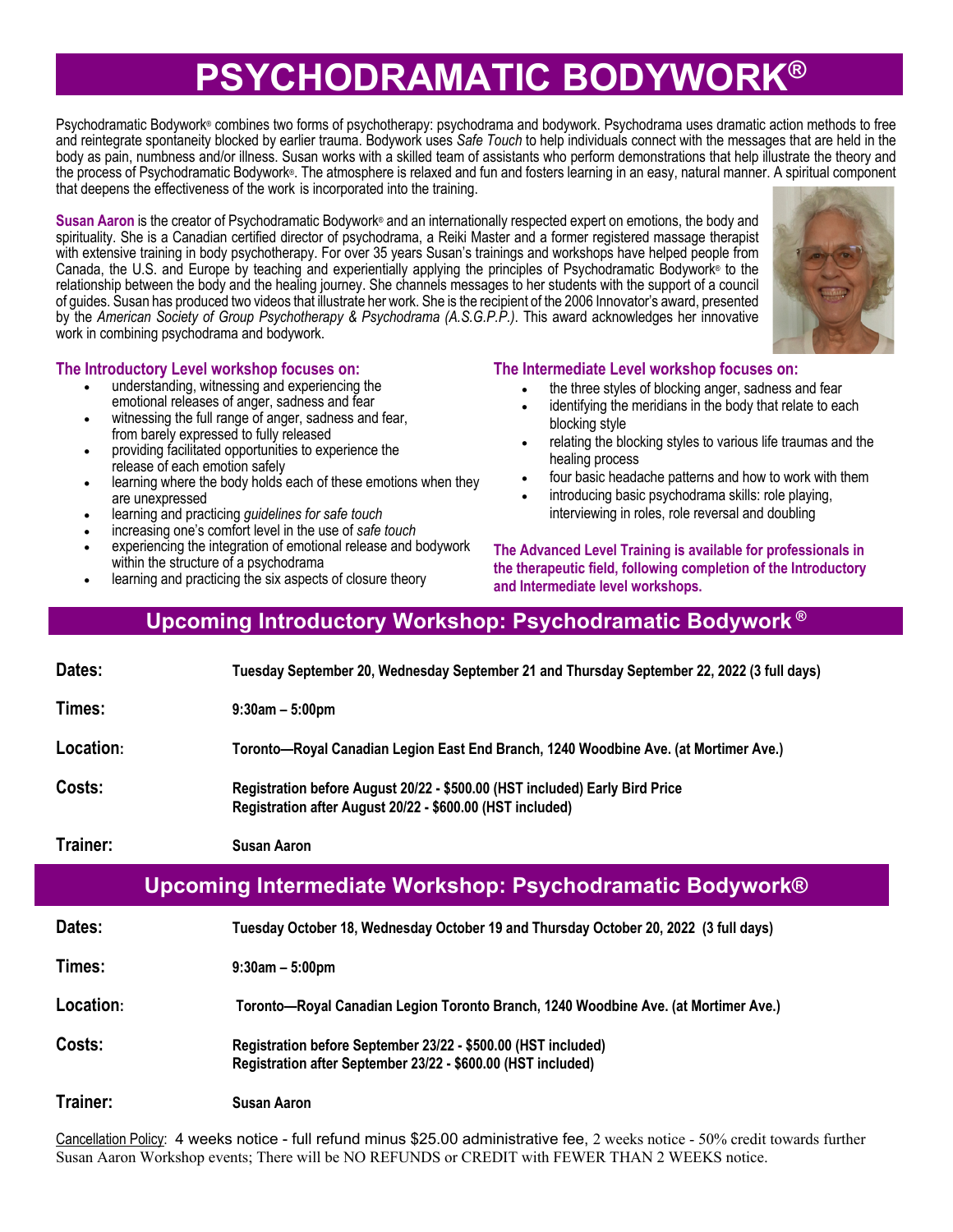# PSYCHODRAMATIC BODYWORK®

Psychodramatic Bodywork® combines two forms of psychotherapy: psychodrama and bodywork. Psychodrama uses dramatic action methods to free and reintegrate spontaneity blocked by earlier trauma. Bodywork uses *Safe Touch* to help individuals connect with the messages that are held in the body as pain, numbness and/or illness. Susan works with a skilled team of assistants who perform demonstrations that help illustrate the theory and the process of Psychodramatic Bodywork®. The atmosphere is relaxed and fun and fosters learning in an easy, natural manner. A spiritual component that deepens the effectiveness of the work is incorporated into the training.

**Susan Aaron** is the creator of Psychodramatic Bodywork® and an internationally respected expert on emotions, the body and spirituality. She is a Canadian certified director of psychodrama, a Reiki Master and a former registered massage therapist with extensive training in body psychotherapy. For over 35 years Susan's trainings and workshops have helped people from Canada, the U.S. and Europe by teaching and experientially applying the principles of Psychodramatic Bodywork® to the relationship between the body and the healing journey. She channels messages to her students with the support of a council of guides. Susan has produced two videos that illustrate her work. She is the recipient of the 2006 Innovator's award, presented by the *American Society of Group Psychotherapy & Psychodrama (A.S.G.P.P.)*. This award acknowledges her innovative work in combining psychodrama and bodywork.

### The Introductory Level workshop focuses on:

- understanding, witnessing and experiencing the emotional releases of anger, sadness and fear
- witnessing the full range of anger, sadness and fear, from barely expressed to fully released
- providing facilitated opportunities to experience the release of each emotion safely
- learning where the body holds each of these emotions when they are unexpressed
- learning and practicing *guidelines for safe touch*
- increasing one's comfort level in the use of *safe touch*
- experiencing the integration of emotional release and bodywork within the structure of a psychodrama
- learning and practicing the six aspects of closure theory

### The Intermediate Level workshop focuses on:

- the three styles of blocking anger, sadness and fear
- identifying the meridians in the body that relate to each blocking style
- relating the blocking styles to various life traumas and the healing process
- four basic headache patterns and how to work with them
- introducing basic psychodrama skills: role playing, interviewing in roles, role reversal and doubling

**The Advanced Level Training is available for professionals in the therapeutic field, following completion of the Introductory and Intermediate level workshops.**

## Upcoming Introductory Workshop: Psychodramatic Bodywork®

| | |
|---|---|
| **Dates:** | **Tuesday September 20, Wednesday September 21 and Thursday September 22, 2022 (3 full days)** |
| **Times:** | **9:30am – 5:00pm** |
| **Location:** | **Toronto—Royal Canadian Legion East End Branch, 1240 Woodbine Ave. (at Mortimer Ave.)** |
| **Costs:** | **Registration before August 20/22 - $500.00 (HST included) Early Bird Price**<br>**Registration after August 20/22 - $600.00 (HST included)** |
| **Trainer:** | **Susan Aaron** |

## Upcoming Intermediate Workshop: Psychodramatic Bodywork®

| | |
|---|---|
| **Dates:** | **Tuesday October 18, Wednesday October 19 and Thursday October 20, 2022 (3 full days)** |
| **Times:** | **9:30am – 5:00pm** |
| **Location:** | **Toronto—Royal Canadian Legion Toronto Branch, 1240 Woodbine Ave. (at Mortimer Ave.)** |
| **Costs:** | **Registration before September 23/22 - $500.00 (HST included)**<br>**Registration after September 23/22 - $600.00 (HST included)** |
| **Trainer:** | **Susan Aaron** |

<u>Cancellation Policy</u>: 4 weeks notice - full refund minus $25.00 administrative fee, 2 weeks notice - 50% credit towards further Susan Aaron Workshop events; There will be NO REFUNDS or CREDIT with FEWER THAN 2 WEEKS notice.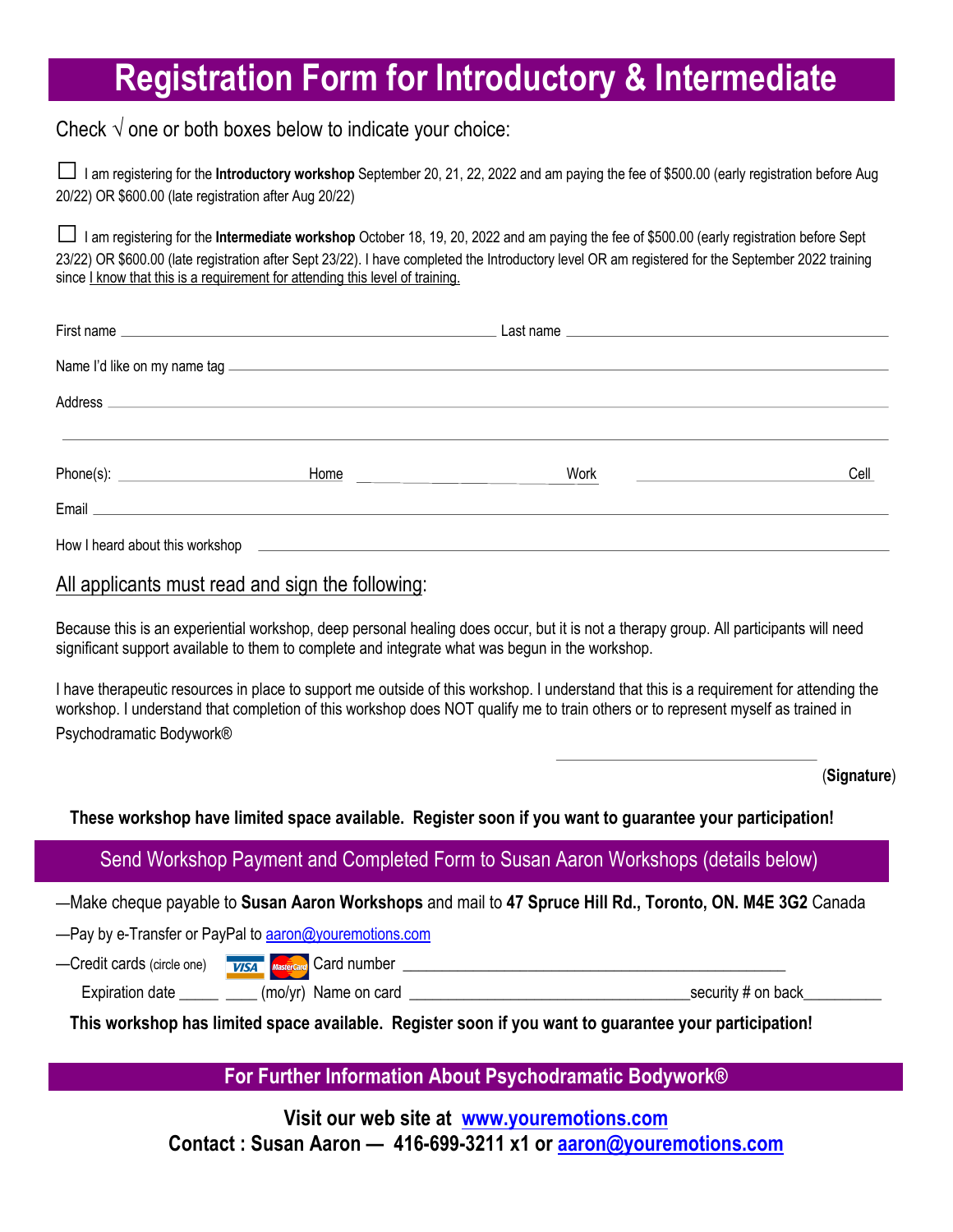# Registration Form for Introductory & Intermediate

Check √ one or both boxes below to indicate your choice:

☐ I am registering for the **Introductory workshop** September 20, 21, 22, 2022 and am paying the fee of $500.00 (early registration before Aug 20/22) OR $600.00 (late registration after Aug 20/22)

☐ I am registering for the **Intermediate workshop** October 18, 19, 20, 2022 and am paying the fee of $500.00 (early registration before Sept 23/22) OR $600.00 (late registration after Sept 23/22). I have completed the Introductory level OR am registered for the September 2022 training since I know that this is a requirement for attending this level of training.

First name ______________________ Last name ______________________

Name I'd like on my name tag ______________________

Address ______________________

______________________

Phone(s): ____________ Home ____________ Work ____________ Cell

Email ______________________

How I heard about this workshop ______________________

## All applicants must read and sign the following:

Because this is an experiential workshop, deep personal healing does occur, but it is not a therapy group. All participants will need significant support available to them to complete and integrate what was begun in the workshop.

I have therapeutic resources in place to support me outside of this workshop. I understand that this is a requirement for attending the workshop. I understand that completion of this workshop does NOT qualify me to train others or to represent myself as trained in Psychodramatic Bodywork®

______________________ (**Signature**)

**These workshop have limited space available. Register soon if you want to guarantee your participation!**

## Send Workshop Payment and Completed Form to Susan Aaron Workshops (details below)

—Make cheque payable to **Susan Aaron Workshops** and mail to **47 Spruce Hill Rd., Toronto, ON. M4E 3G2** Canada

—Pay by e-Transfer or PayPal to aaron@youremotions.com

—Credit cards (circle one) VISA MasterCard Card number ______________________

Expiration date _____ ____ (mo/yr) Name on card ______________________ security # on back__________

**This workshop has limited space available. Register soon if you want to guarantee your participation!**

## For Further Information About Psychodramatic Bodywork®

**Visit our web site at www.youremotions.com**

**Contact : Susan Aaron — 416-699-3211 x1 or aaron@youremotions.com**